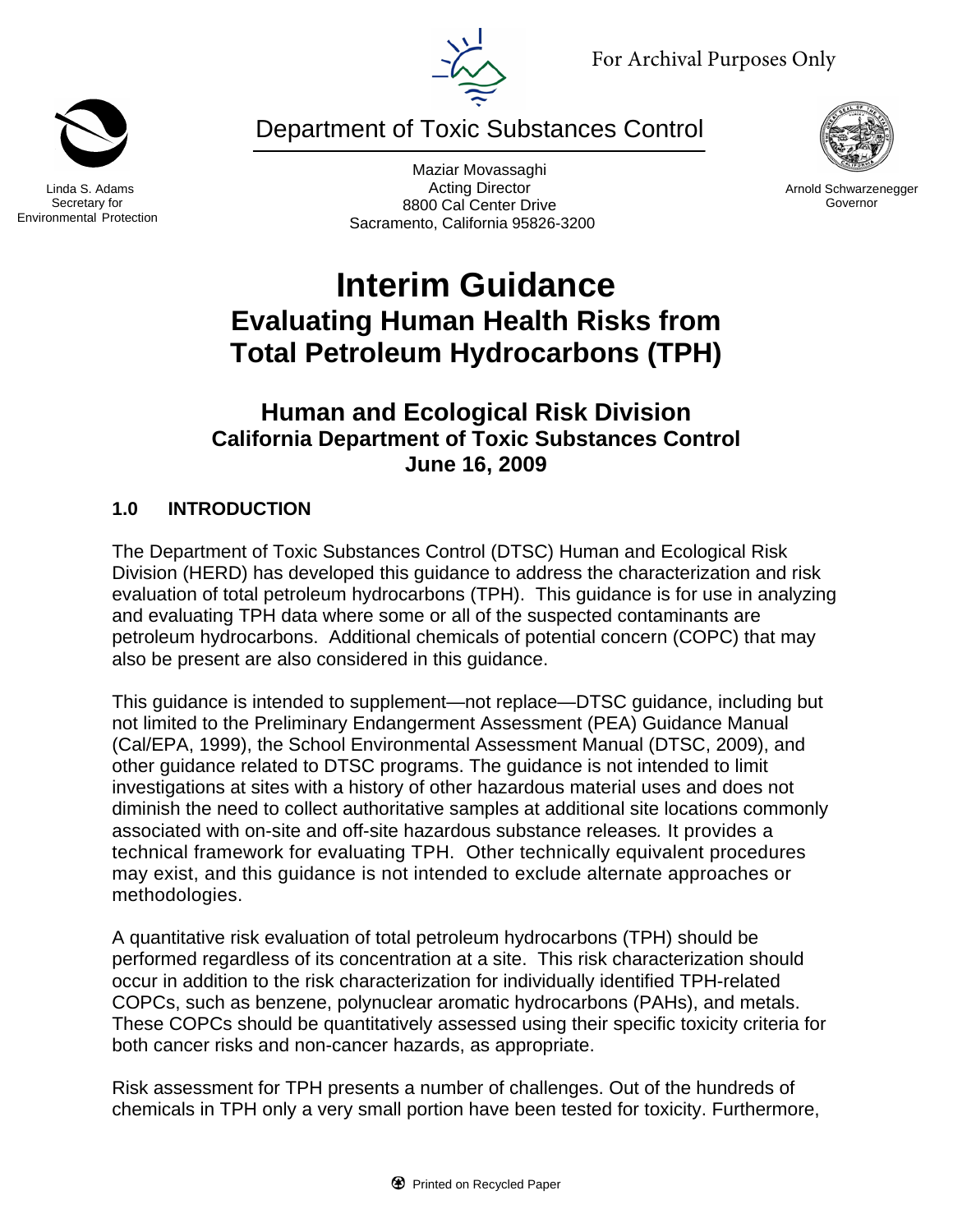For Archival Purposes Only

Department of Toxic Substances Control

Linda S. Adams
Secretary for
Environmental Protection

Maziar Movassaghi
Acting Director
8800 Cal Center Drive
Sacramento, California 95826-3200

Arnold Schwarzenegger
Governor

# Interim Guidance

## Evaluating Human Health Risks from Total Petroleum Hydrocarbons (TPH)

### Human and Ecological Risk Division
### California Department of Toxic Substances Control
### June 16, 2009

## 1.0 INTRODUCTION

The Department of Toxic Substances Control (DTSC) Human and Ecological Risk Division (HERD) has developed this guidance to address the characterization and risk evaluation of total petroleum hydrocarbons (TPH). This guidance is for use in analyzing and evaluating TPH data where some or all of the suspected contaminants are petroleum hydrocarbons. Additional chemicals of potential concern (COPC) that may also be present are also considered in this guidance.

This guidance is intended to supplement—not replace—DTSC guidance, including but not limited to the Preliminary Endangerment Assessment (PEA) Guidance Manual (Cal/EPA, 1999), the School Environmental Assessment Manual (DTSC, 2009), and other guidance related to DTSC programs. The guidance is not intended to limit investigations at sites with a history of other hazardous material uses and does not diminish the need to collect authoritative samples at additional site locations commonly associated with on-site and off-site hazardous substance releases*.* It provides a technical framework for evaluating TPH. Other technically equivalent procedures may exist, and this guidance is not intended to exclude alternate approaches or methodologies.

A quantitative risk evaluation of total petroleum hydrocarbons (TPH) should be performed regardless of its concentration at a site. This risk characterization should occur in addition to the risk characterization for individually identified TPH-related COPCs, such as benzene, polynuclear aromatic hydrocarbons (PAHs), and metals. These COPCs should be quantitatively assessed using their specific toxicity criteria for both cancer risks and non-cancer hazards, as appropriate.

Risk assessment for TPH presents a number of challenges. Out of the hundreds of chemicals in TPH only a very small portion have been tested for toxicity. Furthermore,

Printed on Recycled Paper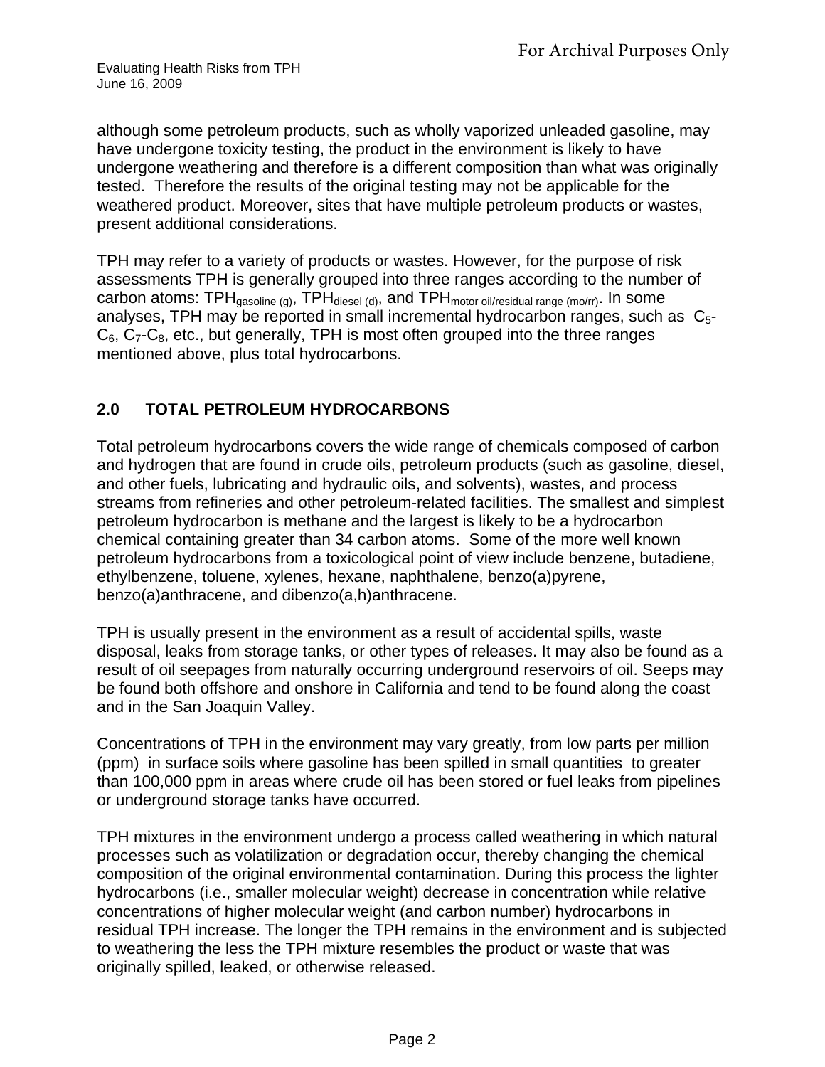although some petroleum products, such as wholly vaporized unleaded gasoline, may have undergone toxicity testing, the product in the environment is likely to have undergone weathering and therefore is a different composition than what was originally tested. Therefore the results of the original testing may not be applicable for the weathered product. Moreover, sites that have multiple petroleum products or wastes, present additional considerations.

TPH may refer to a variety of products or wastes. However, for the purpose of risk assessments TPH is generally grouped into three ranges according to the number of carbon atoms: $TPH_{gasoline\ (g)}$, $TPH_{diesel\ (d)}$, and $TPH_{motor\ oil/residual\ range\ (mo/rr)}$. In some analyses, TPH may be reported in small incremental hydrocarbon ranges, such as $C_5$-$C_6$, $C_7$-$C_8$, etc., but generally, TPH is most often grouped into the three ranges mentioned above, plus total hydrocarbons.

## 2.0 TOTAL PETROLEUM HYDROCARBONS

Total petroleum hydrocarbons covers the wide range of chemicals composed of carbon and hydrogen that are found in crude oils, petroleum products (such as gasoline, diesel, and other fuels, lubricating and hydraulic oils, and solvents), wastes, and process streams from refineries and other petroleum-related facilities. The smallest and simplest petroleum hydrocarbon is methane and the largest is likely to be a hydrocarbon chemical containing greater than 34 carbon atoms. Some of the more well known petroleum hydrocarbons from a toxicological point of view include benzene, butadiene, ethylbenzene, toluene, xylenes, hexane, naphthalene, benzo(a)pyrene, benzo(a)anthracene, and dibenzo(a,h)anthracene.

TPH is usually present in the environment as a result of accidental spills, waste disposal, leaks from storage tanks, or other types of releases. It may also be found as a result of oil seepages from naturally occurring underground reservoirs of oil. Seeps may be found both offshore and onshore in California and tend to be found along the coast and in the San Joaquin Valley.

Concentrations of TPH in the environment may vary greatly, from low parts per million (ppm) in surface soils where gasoline has been spilled in small quantities to greater than 100,000 ppm in areas where crude oil has been stored or fuel leaks from pipelines or underground storage tanks have occurred.

TPH mixtures in the environment undergo a process called weathering in which natural processes such as volatilization or degradation occur, thereby changing the chemical composition of the original environmental contamination. During this process the lighter hydrocarbons (i.e., smaller molecular weight) decrease in concentration while relative concentrations of higher molecular weight (and carbon number) hydrocarbons in residual TPH increase. The longer the TPH remains in the environment and is subjected to weathering the less the TPH mixture resembles the product or waste that was originally spilled, leaked, or otherwise released.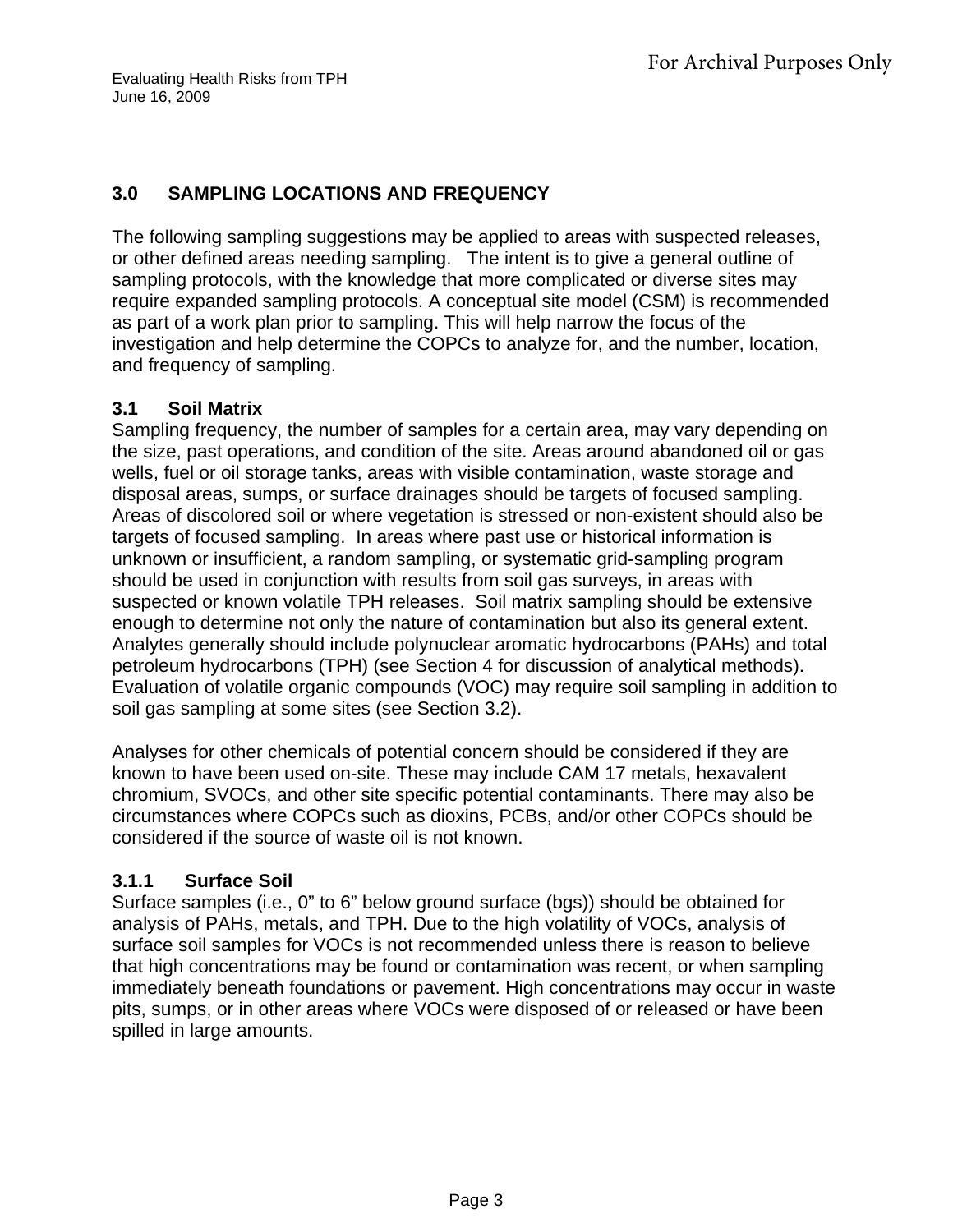## 3.0 SAMPLING LOCATIONS AND FREQUENCY

The following sampling suggestions may be applied to areas with suspected releases, or other defined areas needing sampling. The intent is to give a general outline of sampling protocols, with the knowledge that more complicated or diverse sites may require expanded sampling protocols. A conceptual site model (CSM) is recommended as part of a work plan prior to sampling. This will help narrow the focus of the investigation and help determine the COPCs to analyze for, and the number, location, and frequency of sampling.

### 3.1 Soil Matrix

Sampling frequency, the number of samples for a certain area, may vary depending on the size, past operations, and condition of the site. Areas around abandoned oil or gas wells, fuel or oil storage tanks, areas with visible contamination, waste storage and disposal areas, sumps, or surface drainages should be targets of focused sampling. Areas of discolored soil or where vegetation is stressed or non-existent should also be targets of focused sampling. In areas where past use or historical information is unknown or insufficient, a random sampling, or systematic grid-sampling program should be used in conjunction with results from soil gas surveys, in areas with suspected or known volatile TPH releases. Soil matrix sampling should be extensive enough to determine not only the nature of contamination but also its general extent. Analytes generally should include polynuclear aromatic hydrocarbons (PAHs) and total petroleum hydrocarbons (TPH) (see Section 4 for discussion of analytical methods). Evaluation of volatile organic compounds (VOC) may require soil sampling in addition to soil gas sampling at some sites (see Section 3.2).

Analyses for other chemicals of potential concern should be considered if they are known to have been used on-site. These may include CAM 17 metals, hexavalent chromium, SVOCs, and other site specific potential contaminants. There may also be circumstances where COPCs such as dioxins, PCBs, and/or other COPCs should be considered if the source of waste oil is not known.

#### 3.1.1 Surface Soil

Surface samples (i.e., 0" to 6" below ground surface (bgs)) should be obtained for analysis of PAHs, metals, and TPH. Due to the high volatility of VOCs, analysis of surface soil samples for VOCs is not recommended unless there is reason to believe that high concentrations may be found or contamination was recent, or when sampling immediately beneath foundations or pavement. High concentrations may occur in waste pits, sumps, or in other areas where VOCs were disposed of or released or have been spilled in large amounts.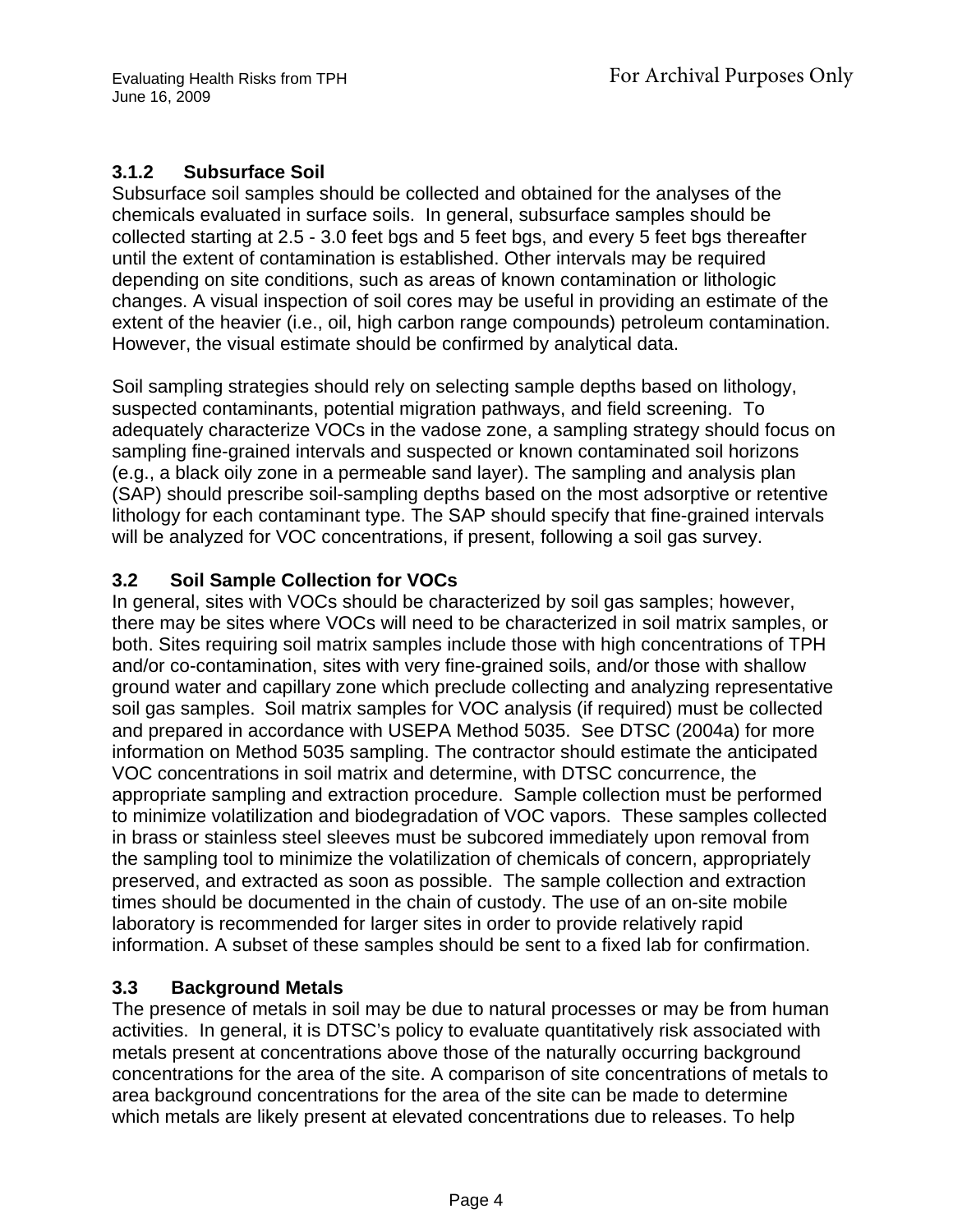### 3.1.2 Subsurface Soil

Subsurface soil samples should be collected and obtained for the analyses of the chemicals evaluated in surface soils. In general, subsurface samples should be collected starting at 2.5 - 3.0 feet bgs and 5 feet bgs, and every 5 feet bgs thereafter until the extent of contamination is established. Other intervals may be required depending on site conditions, such as areas of known contamination or lithologic changes. A visual inspection of soil cores may be useful in providing an estimate of the extent of the heavier (i.e., oil, high carbon range compounds) petroleum contamination. However, the visual estimate should be confirmed by analytical data.

Soil sampling strategies should rely on selecting sample depths based on lithology, suspected contaminants, potential migration pathways, and field screening. To adequately characterize VOCs in the vadose zone, a sampling strategy should focus on sampling fine-grained intervals and suspected or known contaminated soil horizons (e.g., a black oily zone in a permeable sand layer). The sampling and analysis plan (SAP) should prescribe soil-sampling depths based on the most adsorptive or retentive lithology for each contaminant type. The SAP should specify that fine-grained intervals will be analyzed for VOC concentrations, if present, following a soil gas survey.

## 3.2 Soil Sample Collection for VOCs

In general, sites with VOCs should be characterized by soil gas samples; however, there may be sites where VOCs will need to be characterized in soil matrix samples, or both. Sites requiring soil matrix samples include those with high concentrations of TPH and/or co-contamination, sites with very fine-grained soils, and/or those with shallow ground water and capillary zone which preclude collecting and analyzing representative soil gas samples. Soil matrix samples for VOC analysis (if required) must be collected and prepared in accordance with USEPA Method 5035. See DTSC (2004a) for more information on Method 5035 sampling. The contractor should estimate the anticipated VOC concentrations in soil matrix and determine, with DTSC concurrence, the appropriate sampling and extraction procedure. Sample collection must be performed to minimize volatilization and biodegradation of VOC vapors. These samples collected in brass or stainless steel sleeves must be subcored immediately upon removal from the sampling tool to minimize the volatilization of chemicals of concern, appropriately preserved, and extracted as soon as possible. The sample collection and extraction times should be documented in the chain of custody. The use of an on-site mobile laboratory is recommended for larger sites in order to provide relatively rapid information. A subset of these samples should be sent to a fixed lab for confirmation.

## 3.3 Background Metals

The presence of metals in soil may be due to natural processes or may be from human activities. In general, it is DTSC's policy to evaluate quantitatively risk associated with metals present at concentrations above those of the naturally occurring background concentrations for the area of the site. A comparison of site concentrations of metals to area background concentrations for the area of the site can be made to determine which metals are likely present at elevated concentrations due to releases. To help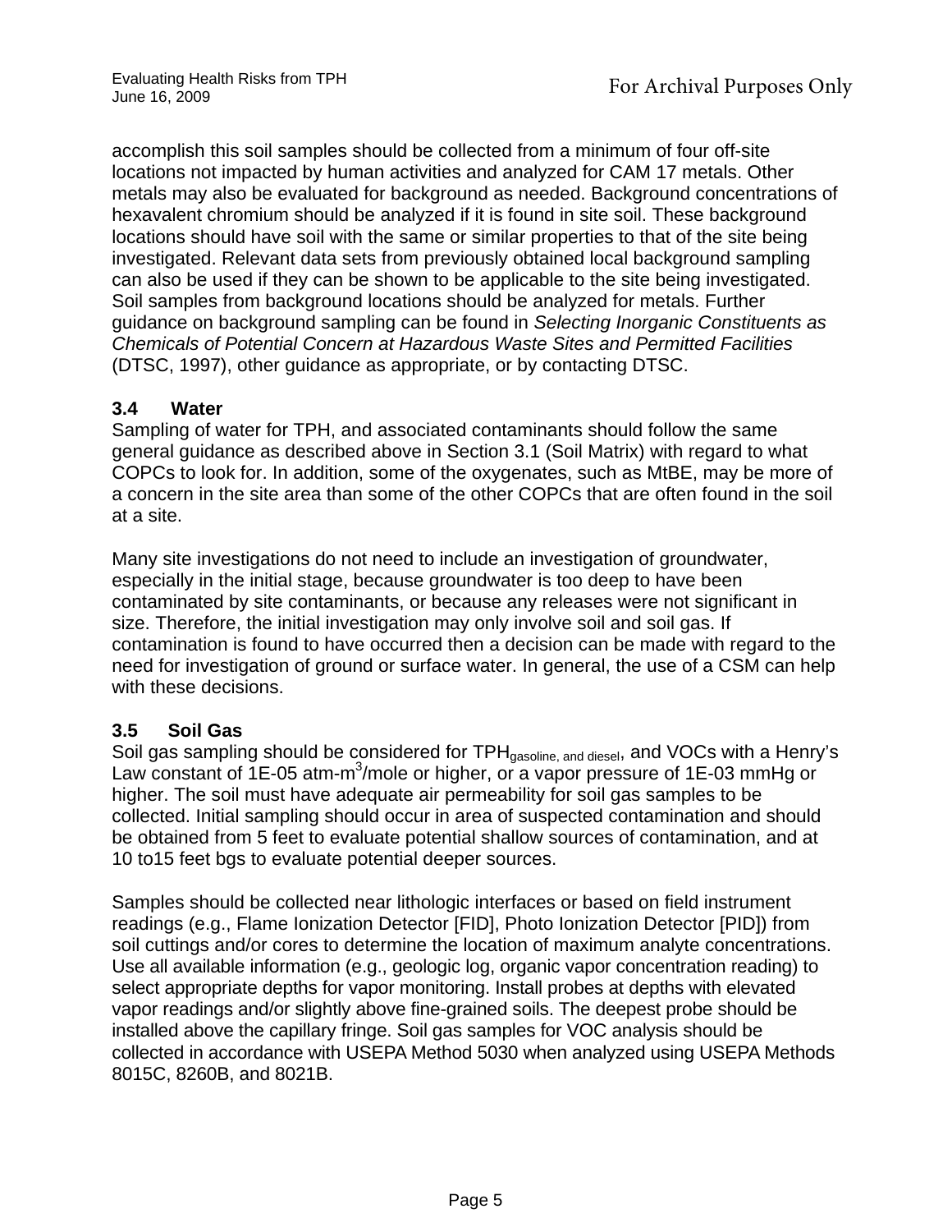accomplish this soil samples should be collected from a minimum of four off-site locations not impacted by human activities and analyzed for CAM 17 metals. Other metals may also be evaluated for background as needed. Background concentrations of hexavalent chromium should be analyzed if it is found in site soil. These background locations should have soil with the same or similar properties to that of the site being investigated. Relevant data sets from previously obtained local background sampling can also be used if they can be shown to be applicable to the site being investigated. Soil samples from background locations should be analyzed for metals. Further guidance on background sampling can be found in *Selecting Inorganic Constituents as Chemicals of Potential Concern at Hazardous Waste Sites and Permitted Facilities* (DTSC, 1997), other guidance as appropriate, or by contacting DTSC.

### 3.4 Water

Sampling of water for TPH, and associated contaminants should follow the same general guidance as described above in Section 3.1 (Soil Matrix) with regard to what COPCs to look for. In addition, some of the oxygenates, such as MtBE, may be more of a concern in the site area than some of the other COPCs that are often found in the soil at a site.

Many site investigations do not need to include an investigation of groundwater, especially in the initial stage, because groundwater is too deep to have been contaminated by site contaminants, or because any releases were not significant in size. Therefore, the initial investigation may only involve soil and soil gas. If contamination is found to have occurred then a decision can be made with regard to the need for investigation of ground or surface water. In general, the use of a CSM can help with these decisions.

### 3.5 Soil Gas

Soil gas sampling should be considered for $TPH_{gasoline,\ and\ diesel}$, and VOCs with a Henry's Law constant of 1E-05 atm-$m^3$/mole or higher, or a vapor pressure of 1E-03 mmHg or higher. The soil must have adequate air permeability for soil gas samples to be collected. Initial sampling should occur in area of suspected contamination and should be obtained from 5 feet to evaluate potential shallow sources of contamination, and at 10 to15 feet bgs to evaluate potential deeper sources.

Samples should be collected near lithologic interfaces or based on field instrument readings (e.g., Flame Ionization Detector [FID], Photo Ionization Detector [PID]) from soil cuttings and/or cores to determine the location of maximum analyte concentrations. Use all available information (e.g., geologic log, organic vapor concentration reading) to select appropriate depths for vapor monitoring. Install probes at depths with elevated vapor readings and/or slightly above fine-grained soils. The deepest probe should be installed above the capillary fringe. Soil gas samples for VOC analysis should be collected in accordance with USEPA Method 5030 when analyzed using USEPA Methods 8015C, 8260B, and 8021B.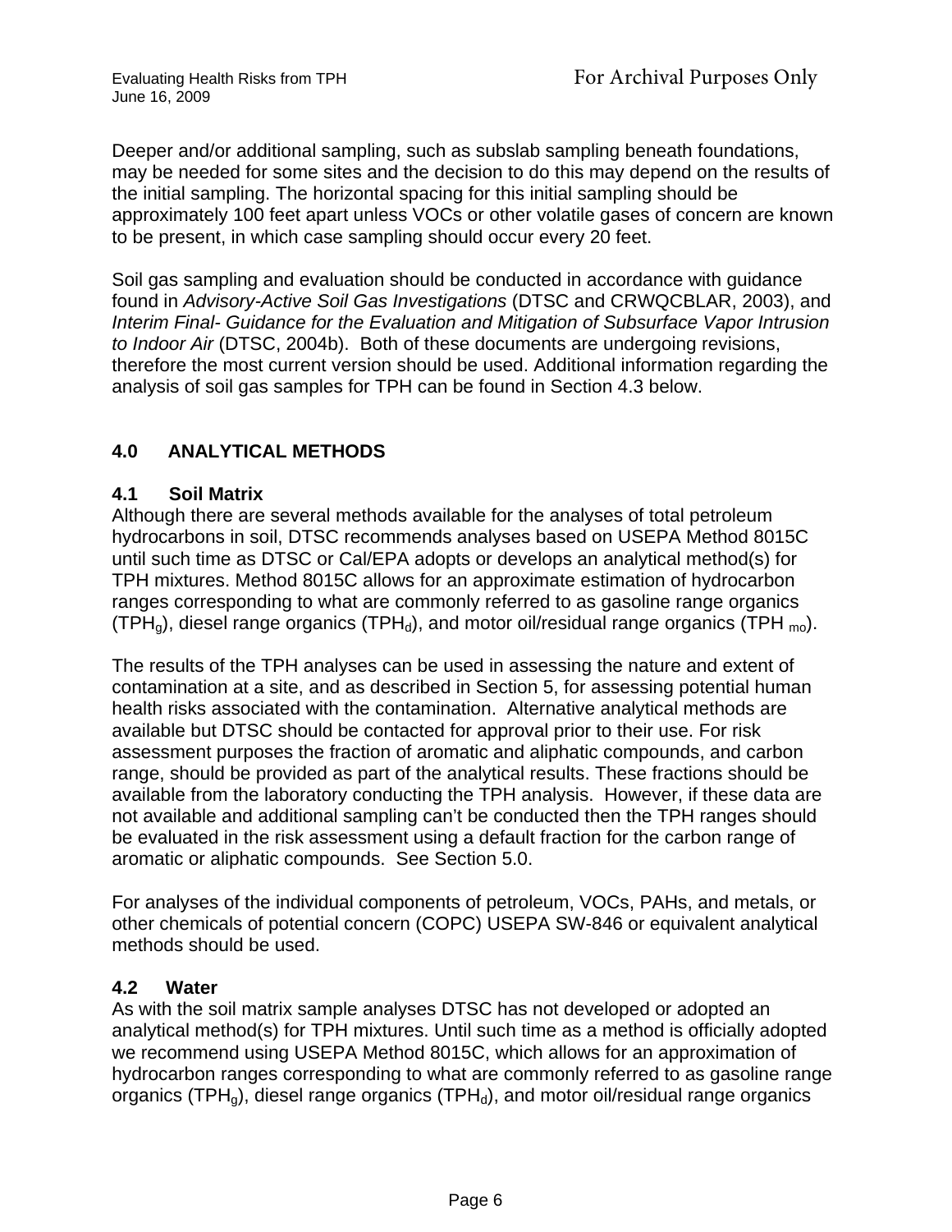Deeper and/or additional sampling, such as subslab sampling beneath foundations, may be needed for some sites and the decision to do this may depend on the results of the initial sampling. The horizontal spacing for this initial sampling should be approximately 100 feet apart unless VOCs or other volatile gases of concern are known to be present, in which case sampling should occur every 20 feet.

Soil gas sampling and evaluation should be conducted in accordance with guidance found in *Advisory-Active Soil Gas Investigations* (DTSC and CRWQCBLAR, 2003), and *Interim Final- Guidance for the Evaluation and Mitigation of Subsurface Vapor Intrusion to Indoor Air* (DTSC, 2004b). Both of these documents are undergoing revisions, therefore the most current version should be used. Additional information regarding the analysis of soil gas samples for TPH can be found in Section 4.3 below.

## 4.0 ANALYTICAL METHODS

### 4.1 Soil Matrix

Although there are several methods available for the analyses of total petroleum hydrocarbons in soil, DTSC recommends analyses based on USEPA Method 8015C until such time as DTSC or Cal/EPA adopts or develops an analytical method(s) for TPH mixtures. Method 8015C allows for an approximate estimation of hydrocarbon ranges corresponding to what are commonly referred to as gasoline range organics ($TPH_g$), diesel range organics ($TPH_d$), and motor oil/residual range organics ($TPH_{mo}$).

The results of the TPH analyses can be used in assessing the nature and extent of contamination at a site, and as described in Section 5, for assessing potential human health risks associated with the contamination. Alternative analytical methods are available but DTSC should be contacted for approval prior to their use. For risk assessment purposes the fraction of aromatic and aliphatic compounds, and carbon range, should be provided as part of the analytical results. These fractions should be available from the laboratory conducting the TPH analysis. However, if these data are not available and additional sampling can't be conducted then the TPH ranges should be evaluated in the risk assessment using a default fraction for the carbon range of aromatic or aliphatic compounds. See Section 5.0.

For analyses of the individual components of petroleum, VOCs, PAHs, and metals, or other chemicals of potential concern (COPC) USEPA SW-846 or equivalent analytical methods should be used.

### 4.2 Water

As with the soil matrix sample analyses DTSC has not developed or adopted an analytical method(s) for TPH mixtures. Until such time as a method is officially adopted we recommend using USEPA Method 8015C, which allows for an approximation of hydrocarbon ranges corresponding to what are commonly referred to as gasoline range organics ($TPH_g$), diesel range organics ($TPH_d$), and motor oil/residual range organics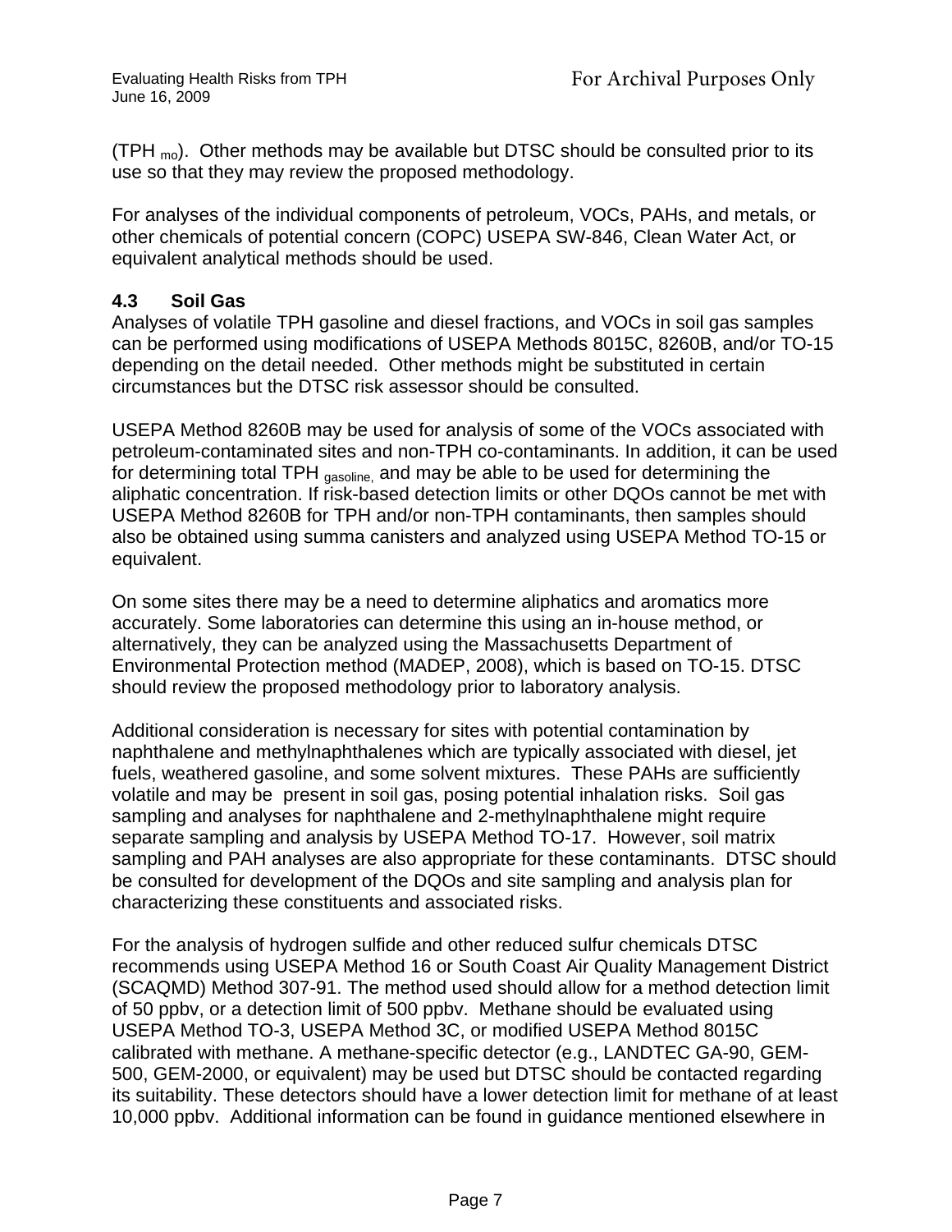(TPH $_{mo}$). Other methods may be available but DTSC should be consulted prior to its use so that they may review the proposed methodology.

For analyses of the individual components of petroleum, VOCs, PAHs, and metals, or other chemicals of potential concern (COPC) USEPA SW-846, Clean Water Act, or equivalent analytical methods should be used.

### 4.3 Soil Gas

Analyses of volatile TPH gasoline and diesel fractions, and VOCs in soil gas samples can be performed using modifications of USEPA Methods 8015C, 8260B, and/or TO-15 depending on the detail needed. Other methods might be substituted in certain circumstances but the DTSC risk assessor should be consulted.

USEPA Method 8260B may be used for analysis of some of the VOCs associated with petroleum-contaminated sites and non-TPH co-contaminants. In addition, it can be used for determining total TPH $_{gasoline,}$ and may be able to be used for determining the aliphatic concentration. If risk-based detection limits or other DQOs cannot be met with USEPA Method 8260B for TPH and/or non-TPH contaminants, then samples should also be obtained using summa canisters and analyzed using USEPA Method TO-15 or equivalent.

On some sites there may be a need to determine aliphatics and aromatics more accurately. Some laboratories can determine this using an in-house method, or alternatively, they can be analyzed using the Massachusetts Department of Environmental Protection method (MADEP, 2008), which is based on TO-15. DTSC should review the proposed methodology prior to laboratory analysis.

Additional consideration is necessary for sites with potential contamination by naphthalene and methylnaphthalenes which are typically associated with diesel, jet fuels, weathered gasoline, and some solvent mixtures. These PAHs are sufficiently volatile and may be present in soil gas, posing potential inhalation risks. Soil gas sampling and analyses for naphthalene and 2-methylnaphthalene might require separate sampling and analysis by USEPA Method TO-17. However, soil matrix sampling and PAH analyses are also appropriate for these contaminants. DTSC should be consulted for development of the DQOs and site sampling and analysis plan for characterizing these constituents and associated risks.

For the analysis of hydrogen sulfide and other reduced sulfur chemicals DTSC recommends using USEPA Method 16 or South Coast Air Quality Management District (SCAQMD) Method 307-91. The method used should allow for a method detection limit of 50 ppbv, or a detection limit of 500 ppbv. Methane should be evaluated using USEPA Method TO-3, USEPA Method 3C, or modified USEPA Method 8015C calibrated with methane. A methane-specific detector (e.g., LANDTEC GA-90, GEM-500, GEM-2000, or equivalent) may be used but DTSC should be contacted regarding its suitability. These detectors should have a lower detection limit for methane of at least 10,000 ppbv. Additional information can be found in guidance mentioned elsewhere in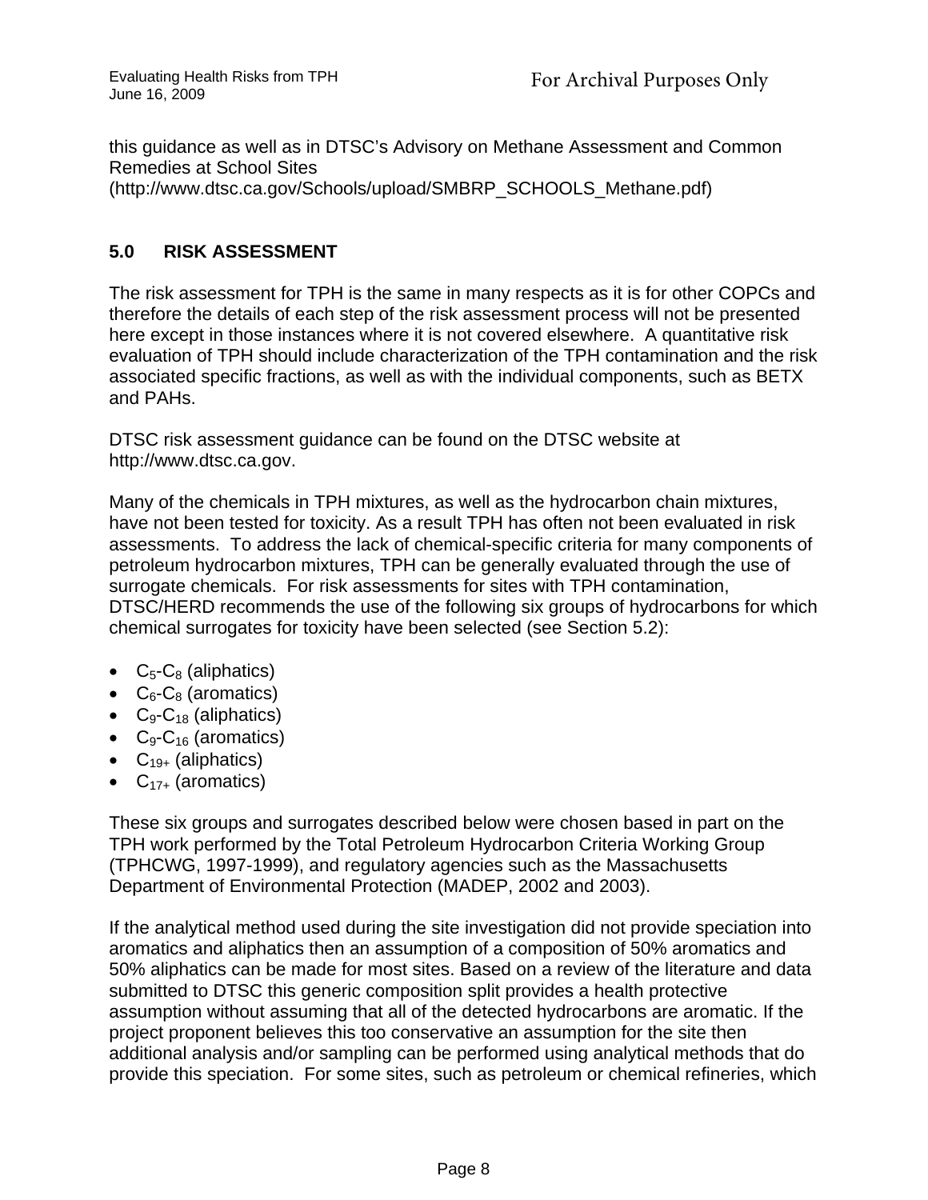this guidance as well as in DTSC's Advisory on Methane Assessment and Common Remedies at School Sites (http://www.dtsc.ca.gov/Schools/upload/SMBRP_SCHOOLS_Methane.pdf)

## 5.0 RISK ASSESSMENT

The risk assessment for TPH is the same in many respects as it is for other COPCs and therefore the details of each step of the risk assessment process will not be presented here except in those instances where it is not covered elsewhere. A quantitative risk evaluation of TPH should include characterization of the TPH contamination and the risk associated specific fractions, as well as with the individual components, such as BETX and PAHs.

DTSC risk assessment guidance can be found on the DTSC website at http://www.dtsc.ca.gov.

Many of the chemicals in TPH mixtures, as well as the hydrocarbon chain mixtures, have not been tested for toxicity. As a result TPH has often not been evaluated in risk assessments. To address the lack of chemical-specific criteria for many components of petroleum hydrocarbon mixtures, TPH can be generally evaluated through the use of surrogate chemicals. For risk assessments for sites with TPH contamination, DTSC/HERD recommends the use of the following six groups of hydrocarbons for which chemical surrogates for toxicity have been selected (see Section 5.2):

- $C_5$-$C_8$ (aliphatics)
- $C_6$-$C_8$ (aromatics)
- $C_9$-$C_{18}$ (aliphatics)
- $C_9$-$C_{16}$ (aromatics)
- $C_{19+}$ (aliphatics)
- $C_{17+}$ (aromatics)

These six groups and surrogates described below were chosen based in part on the TPH work performed by the Total Petroleum Hydrocarbon Criteria Working Group (TPHCWG, 1997-1999), and regulatory agencies such as the Massachusetts Department of Environmental Protection (MADEP, 2002 and 2003).

If the analytical method used during the site investigation did not provide speciation into aromatics and aliphatics then an assumption of a composition of 50% aromatics and 50% aliphatics can be made for most sites. Based on a review of the literature and data submitted to DTSC this generic composition split provides a health protective assumption without assuming that all of the detected hydrocarbons are aromatic. If the project proponent believes this too conservative an assumption for the site then additional analysis and/or sampling can be performed using analytical methods that do provide this speciation. For some sites, such as petroleum or chemical refineries, which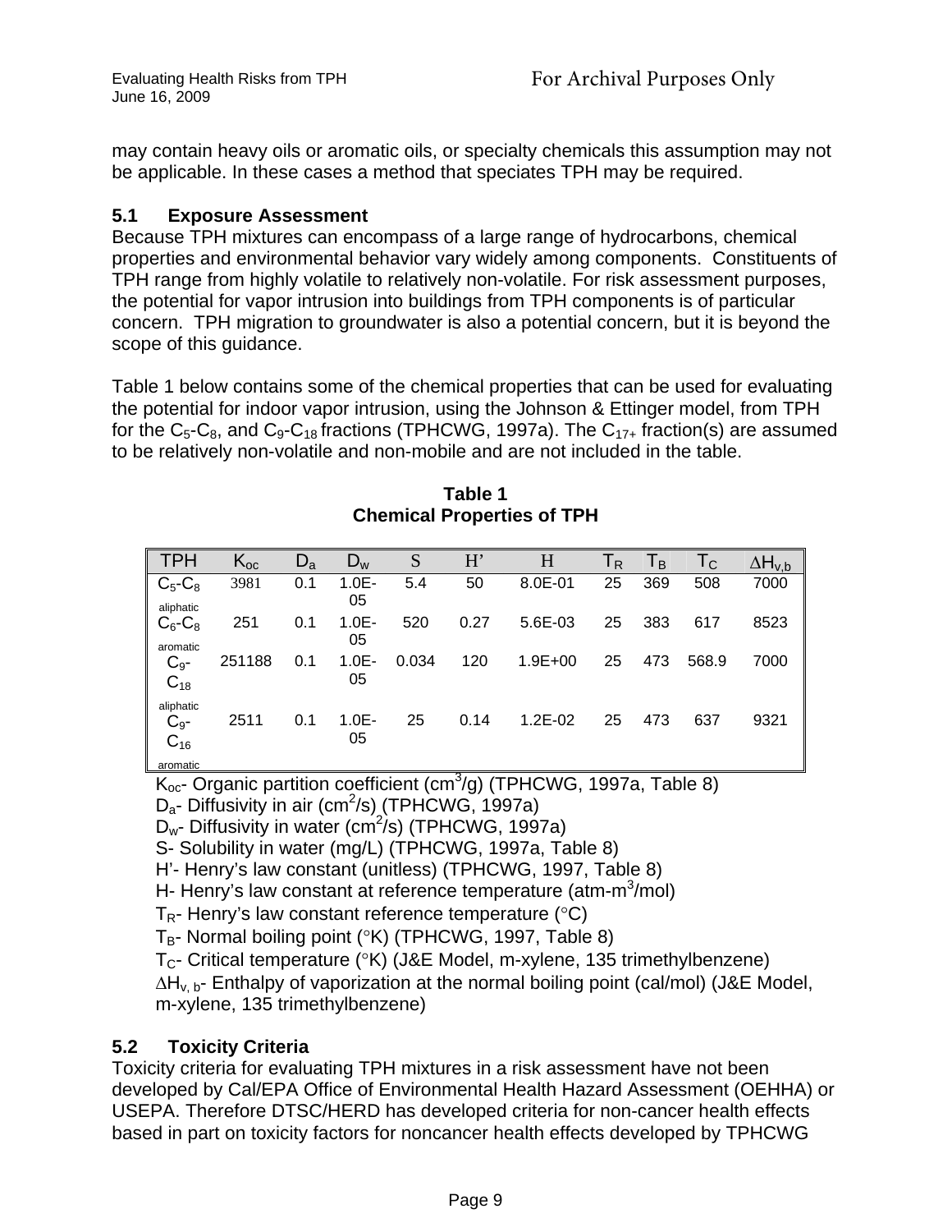may contain heavy oils or aromatic oils, or specialty chemicals this assumption may not be applicable. In these cases a method that speciates TPH may be required.

## 5.1 Exposure Assessment

Because TPH mixtures can encompass of a large range of hydrocarbons, chemical properties and environmental behavior vary widely among components. Constituents of TPH range from highly volatile to relatively non-volatile. For risk assessment purposes, the potential for vapor intrusion into buildings from TPH components is of particular concern. TPH migration to groundwater is also a potential concern, but it is beyond the scope of this guidance.

Table 1 below contains some of the chemical properties that can be used for evaluating the potential for indoor vapor intrusion, using the Johnson & Ettinger model, from TPH for the $C_5$-$C_8$, and $C_9$-$C_{18}$ fractions (TPHCWG, 1997a). The $C_{17+}$ fraction(s) are assumed to be relatively non-volatile and non-mobile and are not included in the table.

**Table 1**
**Chemical Properties of TPH**

| TPH | $K_{oc}$ | $D_a$ | $D_w$ | S | H' | H | $T_R$ | $T_B$ | $T_C$ | $\Delta H_{v,b}$ |
|---|---|---|---|---|---|---|---|---|---|---|
| $C_5$-$C_8$ aliphatic | 3981 | 0.1 | 1.0E-05 | 5.4 | 50 | 8.0E-01 | 25 | 369 | 508 | 7000 |
| $C_6$-$C_8$ aromatic | 251 | 0.1 | 1.0E-05 | 520 | 0.27 | 5.6E-03 | 25 | 383 | 617 | 8523 |
| $C_9$-$C_{18}$ aliphatic | 251188 | 0.1 | 1.0E-05 | 0.034 | 120 | 1.9E+00 | 25 | 473 | 568.9 | 7000 |
| $C_9$-$C_{16}$ aromatic | 2511 | 0.1 | 1.0E-05 | 25 | 0.14 | 1.2E-02 | 25 | 473 | 637 | 9321 |

$K_{oc}$- Organic partition coefficient ($cm^3$/g) (TPHCWG, 1997a, Table 8)
$D_a$- Diffusivity in air ($cm^2$/s) (TPHCWG, 1997a)
$D_w$- Diffusivity in water ($cm^2$/s) (TPHCWG, 1997a)
S- Solubility in water (mg/L) (TPHCWG, 1997a, Table 8)
H'- Henry's law constant (unitless) (TPHCWG, 1997, Table 8)
H- Henry's law constant at reference temperature (atm-$m^3$/mol)
$T_R$- Henry's law constant reference temperature (°C)
$T_B$- Normal boiling point (°K) (TPHCWG, 1997, Table 8)
$T_C$- Critical temperature (°K) (J&E Model, m-xylene, 135 trimethylbenzene)
$\Delta H_{v,b}$- Enthalpy of vaporization at the normal boiling point (cal/mol) (J&E Model, m-xylene, 135 trimethylbenzene)

## 5.2 Toxicity Criteria

Toxicity criteria for evaluating TPH mixtures in a risk assessment have not been developed by Cal/EPA Office of Environmental Health Hazard Assessment (OEHHA) or USEPA. Therefore DTSC/HERD has developed criteria for non-cancer health effects based in part on toxicity factors for noncancer health effects developed by TPHCWG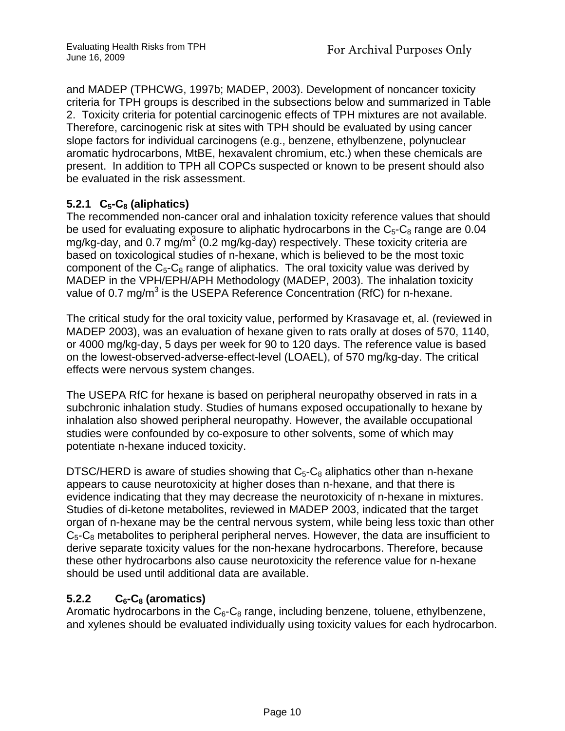and MADEP (TPHCWG, 1997b; MADEP, 2003). Development of noncancer toxicity criteria for TPH groups is described in the subsections below and summarized in Table 2. Toxicity criteria for potential carcinogenic effects of TPH mixtures are not available. Therefore, carcinogenic risk at sites with TPH should be evaluated by using cancer slope factors for individual carcinogens (e.g., benzene, ethylbenzene, polynuclear aromatic hydrocarbons, MtBE, hexavalent chromium, etc.) when these chemicals are present. In addition to TPH all COPCs suspected or known to be present should also be evaluated in the risk assessment.

### 5.2.1 $C_5$-$C_8$ (aliphatics)

The recommended non-cancer oral and inhalation toxicity reference values that should be used for evaluating exposure to aliphatic hydrocarbons in the $C_5$-$C_8$ range are 0.04 mg/kg-day, and 0.7 mg/m$^3$ (0.2 mg/kg-day) respectively. These toxicity criteria are based on toxicological studies of n-hexane, which is believed to be the most toxic component of the $C_5$-$C_8$ range of aliphatics. The oral toxicity value was derived by MADEP in the VPH/EPH/APH Methodology (MADEP, 2003). The inhalation toxicity value of 0.7 mg/m$^3$ is the USEPA Reference Concentration (RfC) for n-hexane.

The critical study for the oral toxicity value, performed by Krasavage et, al. (reviewed in MADEP 2003), was an evaluation of hexane given to rats orally at doses of 570, 1140, or 4000 mg/kg-day, 5 days per week for 90 to 120 days. The reference value is based on the lowest-observed-adverse-effect-level (LOAEL), of 570 mg/kg-day. The critical effects were nervous system changes.

The USEPA RfC for hexane is based on peripheral neuropathy observed in rats in a subchronic inhalation study. Studies of humans exposed occupationally to hexane by inhalation also showed peripheral neuropathy. However, the available occupational studies were confounded by co-exposure to other solvents, some of which may potentiate n-hexane induced toxicity.

DTSC/HERD is aware of studies showing that $C_5$-$C_8$ aliphatics other than n-hexane appears to cause neurotoxicity at higher doses than n-hexane, and that there is evidence indicating that they may decrease the neurotoxicity of n-hexane in mixtures. Studies of di-ketone metabolites, reviewed in MADEP 2003, indicated that the target organ of n-hexane may be the central nervous system, while being less toxic than other $C_5$-$C_8$ metabolites to peripheral peripheral nerves. However, the data are insufficient to derive separate toxicity values for the non-hexane hydrocarbons. Therefore, because these other hydrocarbons also cause neurotoxicity the reference value for n-hexane should be used until additional data are available.

### 5.2.2 $C_6$-$C_8$ (aromatics)

Aromatic hydrocarbons in the $C_6$-$C_8$ range, including benzene, toluene, ethylbenzene, and xylenes should be evaluated individually using toxicity values for each hydrocarbon.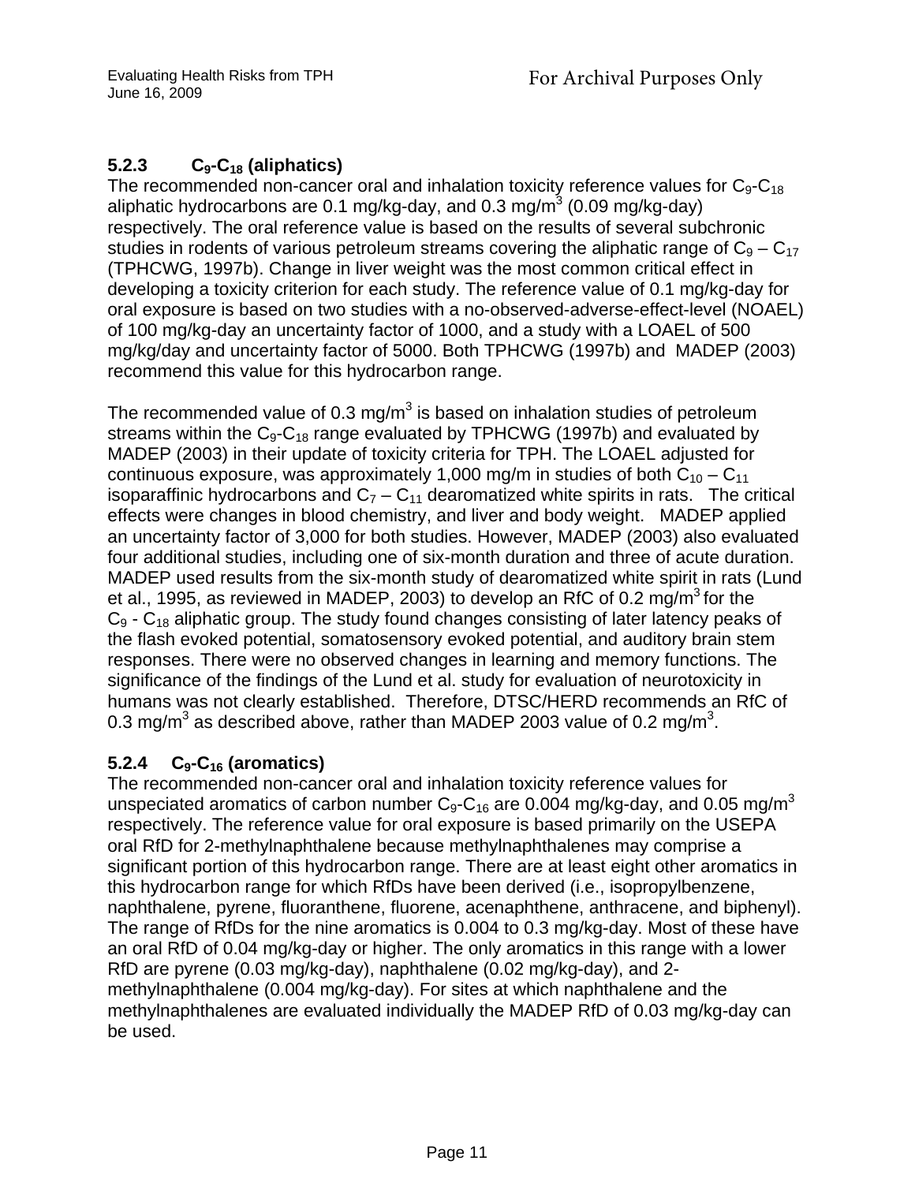### 5.2.3 $C_9$-$C_{18}$ (aliphatics)

The recommended non-cancer oral and inhalation toxicity reference values for $C_9$-$C_{18}$ aliphatic hydrocarbons are 0.1 mg/kg-day, and 0.3 mg/m$^3$ (0.09 mg/kg-day) respectively. The oral reference value is based on the results of several subchronic studies in rodents of various petroleum streams covering the aliphatic range of $C_9$ – $C_{17}$ (TPHCWG, 1997b). Change in liver weight was the most common critical effect in developing a toxicity criterion for each study. The reference value of 0.1 mg/kg-day for oral exposure is based on two studies with a no-observed-adverse-effect-level (NOAEL) of 100 mg/kg-day an uncertainty factor of 1000, and a study with a LOAEL of 500 mg/kg/day and uncertainty factor of 5000. Both TPHCWG (1997b) and MADEP (2003) recommend this value for this hydrocarbon range.

The recommended value of 0.3 mg/m$^3$ is based on inhalation studies of petroleum streams within the $C_9$-$C_{18}$ range evaluated by TPHCWG (1997b) and evaluated by MADEP (2003) in their update of toxicity criteria for TPH. The LOAEL adjusted for continuous exposure, was approximately 1,000 mg/m in studies of both $C_{10}$ – $C_{11}$ isoparaffinic hydrocarbons and $C_7$ – $C_{11}$ dearomatized white spirits in rats. The critical effects were changes in blood chemistry, and liver and body weight. MADEP applied an uncertainty factor of 3,000 for both studies. However, MADEP (2003) also evaluated four additional studies, including one of six-month duration and three of acute duration. MADEP used results from the six-month study of dearomatized white spirit in rats (Lund et al., 1995, as reviewed in MADEP, 2003) to develop an RfC of 0.2 mg/m$^3$ for the $C_9$ - $C_{18}$ aliphatic group. The study found changes consisting of later latency peaks of the flash evoked potential, somatosensory evoked potential, and auditory brain stem responses. There were no observed changes in learning and memory functions. The significance of the findings of the Lund et al. study for evaluation of neurotoxicity in humans was not clearly established. Therefore, DTSC/HERD recommends an RfC of 0.3 mg/m$^3$ as described above, rather than MADEP 2003 value of 0.2 mg/m$^3$.

### 5.2.4 $C_9$-$C_{16}$ (aromatics)

The recommended non-cancer oral and inhalation toxicity reference values for unspeciated aromatics of carbon number $C_9$-$C_{16}$ are 0.004 mg/kg-day, and 0.05 mg/m$^3$ respectively. The reference value for oral exposure is based primarily on the USEPA oral RfD for 2-methylnaphthalene because methylnaphthalenes may comprise a significant portion of this hydrocarbon range. There are at least eight other aromatics in this hydrocarbon range for which RfDs have been derived (i.e., isopropylbenzene, naphthalene, pyrene, fluoranthene, fluorene, acenaphthene, anthracene, and biphenyl). The range of RfDs for the nine aromatics is 0.004 to 0.3 mg/kg-day. Most of these have an oral RfD of 0.04 mg/kg-day or higher. The only aromatics in this range with a lower RfD are pyrene (0.03 mg/kg-day), naphthalene (0.02 mg/kg-day), and 2-methylnaphthalene (0.004 mg/kg-day). For sites at which naphthalene and the methylnaphthalenes are evaluated individually the MADEP RfD of 0.03 mg/kg-day can be used.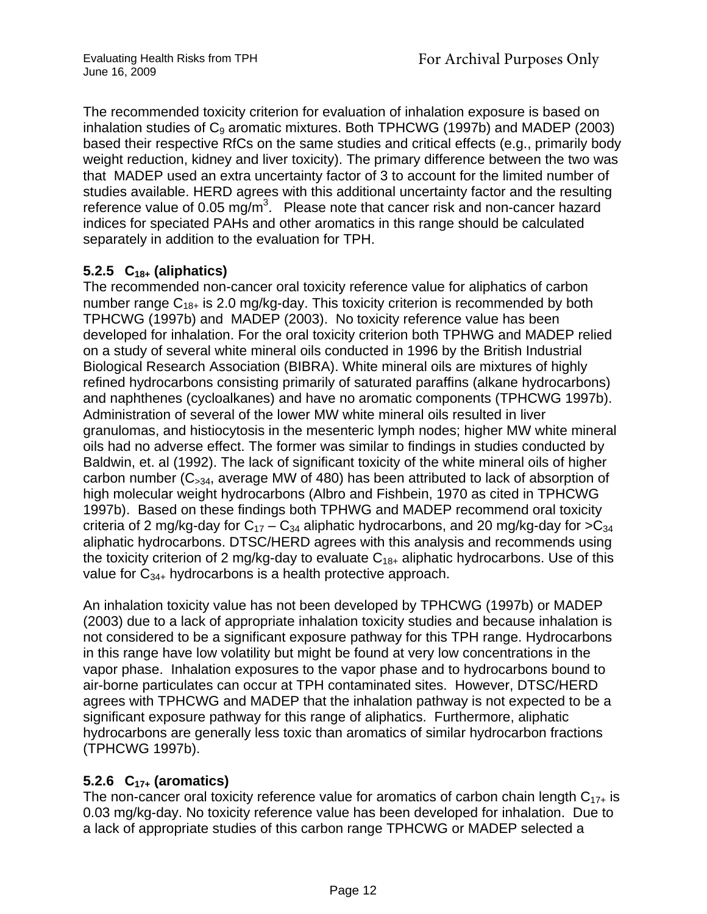The recommended toxicity criterion for evaluation of inhalation exposure is based on inhalation studies of $C_9$ aromatic mixtures. Both TPHCWG (1997b) and MADEP (2003) based their respective RfCs on the same studies and critical effects (e.g., primarily body weight reduction, kidney and liver toxicity). The primary difference between the two was that MADEP used an extra uncertainty factor of 3 to account for the limited number of studies available. HERD agrees with this additional uncertainty factor and the resulting reference value of 0.05 $mg/m^3$. Please note that cancer risk and non-cancer hazard indices for speciated PAHs and other aromatics in this range should be calculated separately in addition to the evaluation for TPH.

### 5.2.5 $C_{18+}$ (aliphatics)

The recommended non-cancer oral toxicity reference value for aliphatics of carbon number range $C_{18+}$ is 2.0 mg/kg-day. This toxicity criterion is recommended by both TPHCWG (1997b) and MADEP (2003). No toxicity reference value has been developed for inhalation. For the oral toxicity criterion both TPHWG and MADEP relied on a study of several white mineral oils conducted in 1996 by the British Industrial Biological Research Association (BIBRA). White mineral oils are mixtures of highly refined hydrocarbons consisting primarily of saturated paraffins (alkane hydrocarbons) and naphthenes (cycloalkanes) and have no aromatic components (TPHCWG 1997b). Administration of several of the lower MW white mineral oils resulted in liver granulomas, and histiocytosis in the mesenteric lymph nodes; higher MW white mineral oils had no adverse effect. The former was similar to findings in studies conducted by Baldwin, et. al (1992). The lack of significant toxicity of the white mineral oils of higher carbon number ($C_{>34}$, average MW of 480) has been attributed to lack of absorption of high molecular weight hydrocarbons (Albro and Fishbein, 1970 as cited in TPHCWG 1997b). Based on these findings both TPHWG and MADEP recommend oral toxicity criteria of 2 mg/kg-day for $C_{17}$ – $C_{34}$ aliphatic hydrocarbons, and 20 mg/kg-day for $>C_{34}$ aliphatic hydrocarbons. DTSC/HERD agrees with this analysis and recommends using the toxicity criterion of 2 mg/kg-day to evaluate $C_{18+}$ aliphatic hydrocarbons. Use of this value for $C_{34+}$ hydrocarbons is a health protective approach.

An inhalation toxicity value has not been developed by TPHCWG (1997b) or MADEP (2003) due to a lack of appropriate inhalation toxicity studies and because inhalation is not considered to be a significant exposure pathway for this TPH range. Hydrocarbons in this range have low volatility but might be found at very low concentrations in the vapor phase. Inhalation exposures to the vapor phase and to hydrocarbons bound to air-borne particulates can occur at TPH contaminated sites. However, DTSC/HERD agrees with TPHCWG and MADEP that the inhalation pathway is not expected to be a significant exposure pathway for this range of aliphatics. Furthermore, aliphatic hydrocarbons are generally less toxic than aromatics of similar hydrocarbon fractions (TPHCWG 1997b).

### 5.2.6 $C_{17+}$ (aromatics)

The non-cancer oral toxicity reference value for aromatics of carbon chain length $C_{17+}$ is 0.03 mg/kg-day. No toxicity reference value has been developed for inhalation. Due to a lack of appropriate studies of this carbon range TPHCWG or MADEP selected a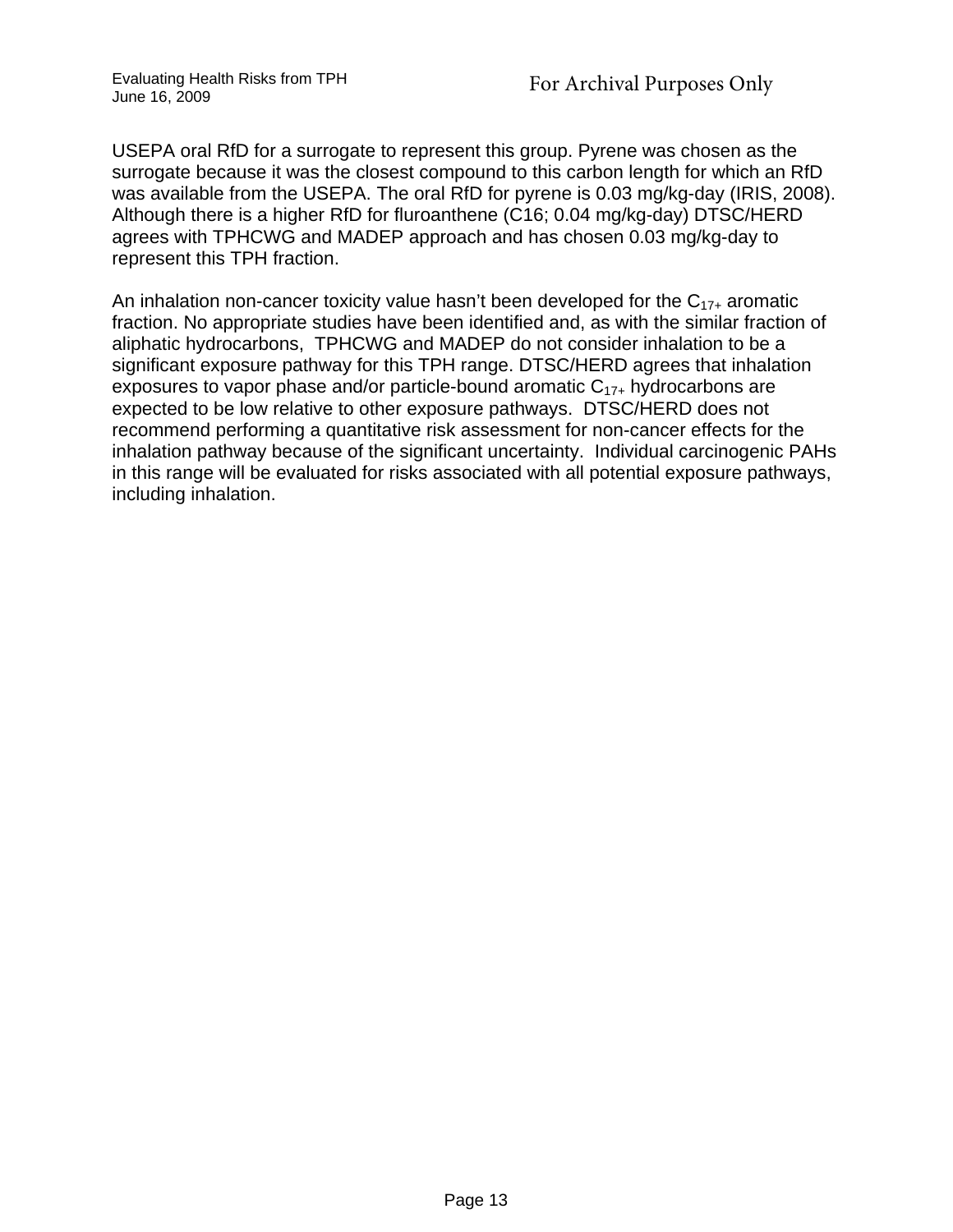USEPA oral RfD for a surrogate to represent this group. Pyrene was chosen as the surrogate because it was the closest compound to this carbon length for which an RfD was available from the USEPA. The oral RfD for pyrene is 0.03 mg/kg-day (IRIS, 2008). Although there is a higher RfD for fluroanthene (C16; 0.04 mg/kg-day) DTSC/HERD agrees with TPHCWG and MADEP approach and has chosen 0.03 mg/kg-day to represent this TPH fraction.

An inhalation non-cancer toxicity value hasn't been developed for the $C_{17+}$ aromatic fraction. No appropriate studies have been identified and, as with the similar fraction of aliphatic hydrocarbons, TPHCWG and MADEP do not consider inhalation to be a significant exposure pathway for this TPH range. DTSC/HERD agrees that inhalation exposures to vapor phase and/or particle-bound aromatic $C_{17+}$ hydrocarbons are expected to be low relative to other exposure pathways. DTSC/HERD does not recommend performing a quantitative risk assessment for non-cancer effects for the inhalation pathway because of the significant uncertainty. Individual carcinogenic PAHs in this range will be evaluated for risks associated with all potential exposure pathways, including inhalation.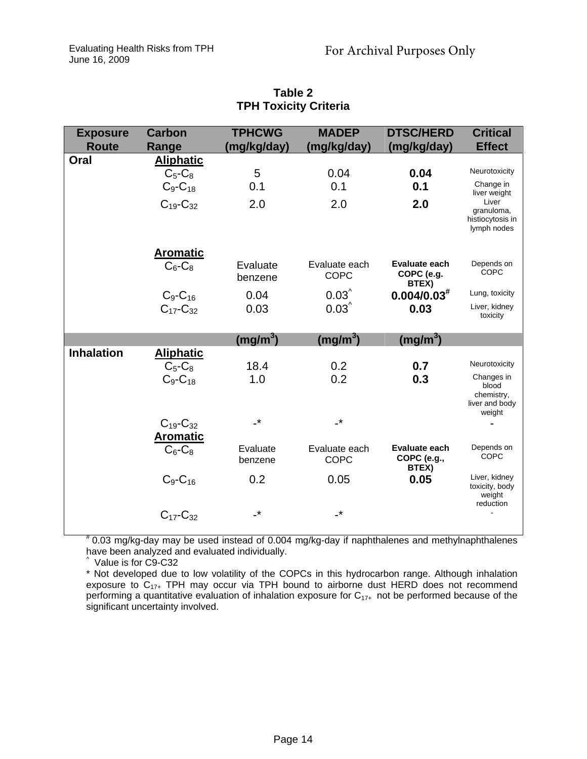**Table 2**
**TPH Toxicity Criteria**

| Exposure Route | Carbon Range | TPHCWG (mg/kg/day) | MADEP (mg/kg/day) | DTSC/HERD (mg/kg/day) | Critical Effect |
|---|---|---|---|---|---|
| Oral | **Aliphatic** | | | | |
| | $C_5$-$C_8$ | 5 | 0.04 | **0.04** | Neurotoxicity |
| | $C_9$-$C_{18}$ | 0.1 | 0.1 | **0.1** | Change in liver weight |
| | $C_{19}$-$C_{32}$ | 2.0 | 2.0 | **2.0** | Liver granuloma, histiocytosis in lymph nodes |
| | **Aromatic** | | | | |
| | $C_6$-$C_8$ | Evaluate benzene | Evaluate each COPC | **Evaluate each COPC (e.g. BTEX)** | Depends on COPC |
| | $C_9$-$C_{16}$ | 0.04 | 0.03^ | **0.004/0.03#** | Lung, toxicity |
| | $C_{17}$-$C_{32}$ | 0.03 | 0.03^ | **0.03** | Liver, kidney toxicity |
| | | **(mg/m³)** | **(mg/m³)** | **(mg/m³)** | |
| Inhalation | **Aliphatic** | | | | |
| | $C_5$-$C_8$ | 18.4 | 0.2 | **0.7** | Neurotoxicity |
| | $C_9$-$C_{18}$ | 1.0 | 0.2 | **0.3** | Changes in blood chemistry, liver and body weight |
| | $C_{19}$-$C_{32}$ | -* | -* | | - |
| | **Aromatic** | | | | |
| | $C_6$-$C_8$ | Evaluate benzene | Evaluate each COPC | **Evaluate each COPC (e.g., BTEX)** | Depends on COPC |
| | $C_9$-$C_{16}$ | 0.2 | 0.05 | **0.05** | Liver, kidney toxicity, body weight reduction |
| | $C_{17}$-$C_{32}$ | -* | -* | | - |

# 0.03 mg/kg-day may be used instead of 0.004 mg/kg-day if naphthalenes and methylnaphthalenes have been analyzed and evaluated individually.

^ Value is for C9-C32

* Not developed due to low volatility of the COPCs in this hydrocarbon range. Although inhalation exposure to $C_{17+}$ TPH may occur via TPH bound to airborne dust HERD does not recommend performing a quantitative evaluation of inhalation exposure for $C_{17+}$ not be performed because of the significant uncertainty involved.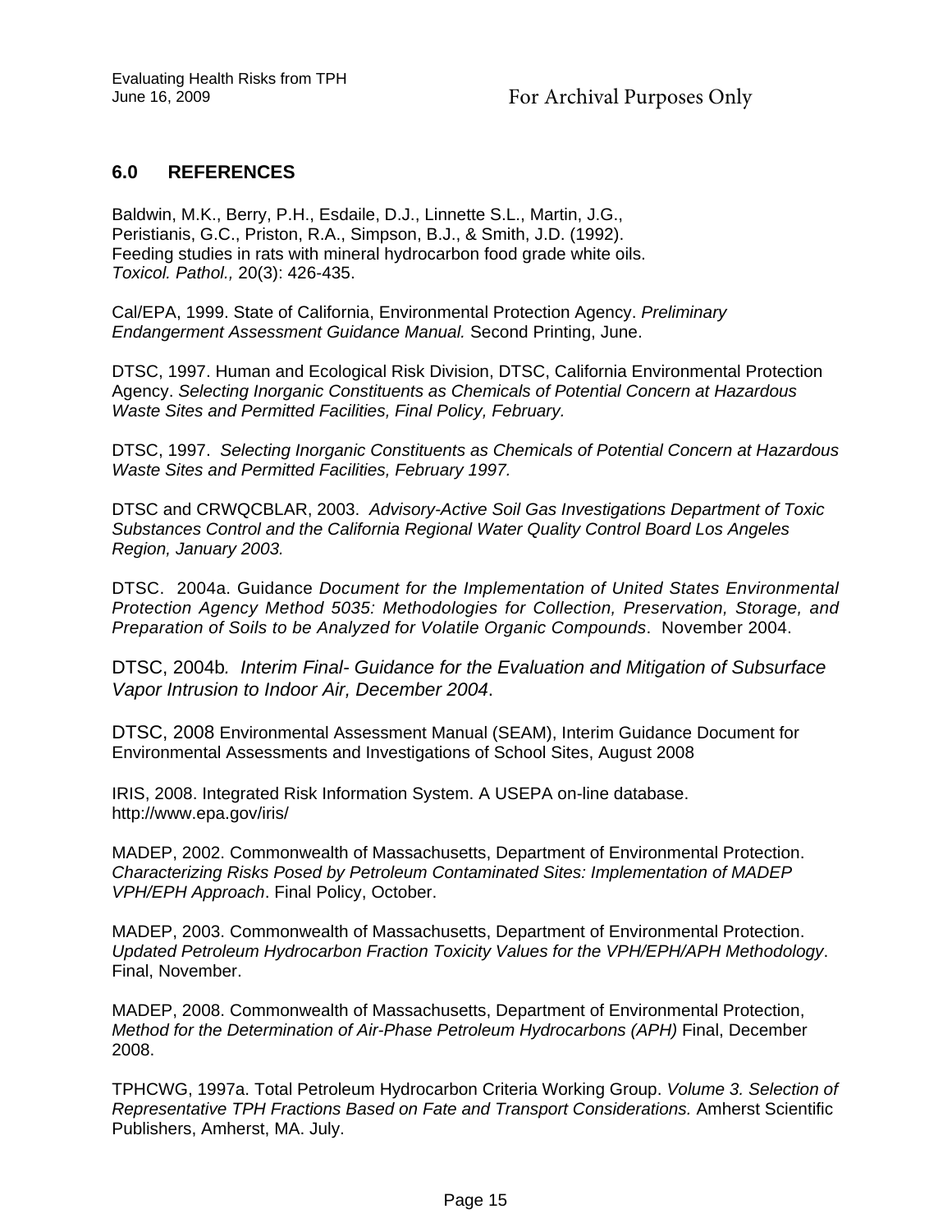## 6.0 REFERENCES

Baldwin, M.K., Berry, P.H., Esdaile, D.J., Linnette S.L., Martin, J.G., Peristianis, G.C., Priston, R.A., Simpson, B.J., & Smith, J.D. (1992). Feeding studies in rats with mineral hydrocarbon food grade white oils. *Toxicol. Pathol.,* 20(3): 426-435.

Cal/EPA, 1999. State of California, Environmental Protection Agency. *Preliminary Endangerment Assessment Guidance Manual.* Second Printing, June.

DTSC, 1997. Human and Ecological Risk Division, DTSC, California Environmental Protection Agency. *Selecting Inorganic Constituents as Chemicals of Potential Concern at Hazardous Waste Sites and Permitted Facilities, Final Policy, February.*

DTSC, 1997. *Selecting Inorganic Constituents as Chemicals of Potential Concern at Hazardous Waste Sites and Permitted Facilities, February 1997.*

DTSC and CRWQCBLAR, 2003. *Advisory-Active Soil Gas Investigations Department of Toxic Substances Control and the California Regional Water Quality Control Board Los Angeles Region, January 2003.*

DTSC. 2004a. Guidance *Document for the Implementation of United States Environmental Protection Agency Method 5035: Methodologies for Collection, Preservation, Storage, and Preparation of Soils to be Analyzed for Volatile Organic Compounds*. November 2004.

DTSC, 2004b*. Interim Final- Guidance for the Evaluation and Mitigation of Subsurface Vapor Intrusion to Indoor Air, December 2004*.

DTSC, 2008 Environmental Assessment Manual (SEAM), Interim Guidance Document for Environmental Assessments and Investigations of School Sites, August 2008

IRIS, 2008. Integrated Risk Information System. A USEPA on-line database. http://www.epa.gov/iris/

MADEP, 2002. Commonwealth of Massachusetts, Department of Environmental Protection. *Characterizing Risks Posed by Petroleum Contaminated Sites: Implementation of MADEP VPH/EPH Approach*. Final Policy, October.

MADEP, 2003. Commonwealth of Massachusetts, Department of Environmental Protection. *Updated Petroleum Hydrocarbon Fraction Toxicity Values for the VPH/EPH/APH Methodology*. Final, November.

MADEP, 2008. Commonwealth of Massachusetts, Department of Environmental Protection, *Method for the Determination of Air-Phase Petroleum Hydrocarbons (APH)* Final, December 2008.

TPHCWG, 1997a. Total Petroleum Hydrocarbon Criteria Working Group. *Volume 3. Selection of Representative TPH Fractions Based on Fate and Transport Considerations.* Amherst Scientific Publishers, Amherst, MA. July.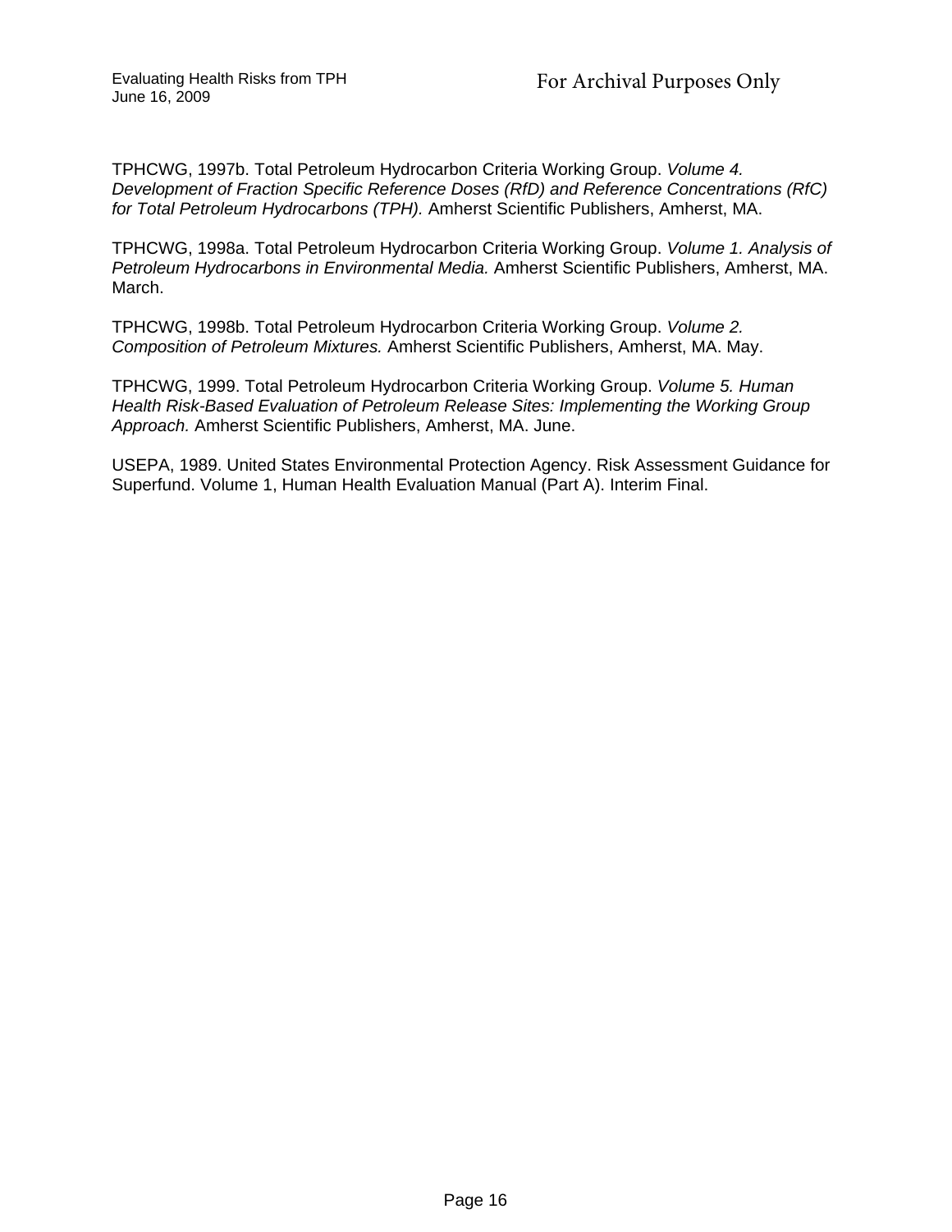TPHCWG, 1997b. Total Petroleum Hydrocarbon Criteria Working Group. *Volume 4. Development of Fraction Specific Reference Doses (RfD) and Reference Concentrations (RfC) for Total Petroleum Hydrocarbons (TPH).* Amherst Scientific Publishers, Amherst, MA.

TPHCWG, 1998a. Total Petroleum Hydrocarbon Criteria Working Group. *Volume 1. Analysis of Petroleum Hydrocarbons in Environmental Media.* Amherst Scientific Publishers, Amherst, MA. March.

TPHCWG, 1998b. Total Petroleum Hydrocarbon Criteria Working Group. *Volume 2. Composition of Petroleum Mixtures.* Amherst Scientific Publishers, Amherst, MA. May.

TPHCWG, 1999. Total Petroleum Hydrocarbon Criteria Working Group. *Volume 5. Human Health Risk-Based Evaluation of Petroleum Release Sites: Implementing the Working Group Approach.* Amherst Scientific Publishers, Amherst, MA. June.

USEPA, 1989. United States Environmental Protection Agency. Risk Assessment Guidance for Superfund. Volume 1, Human Health Evaluation Manual (Part A). Interim Final.